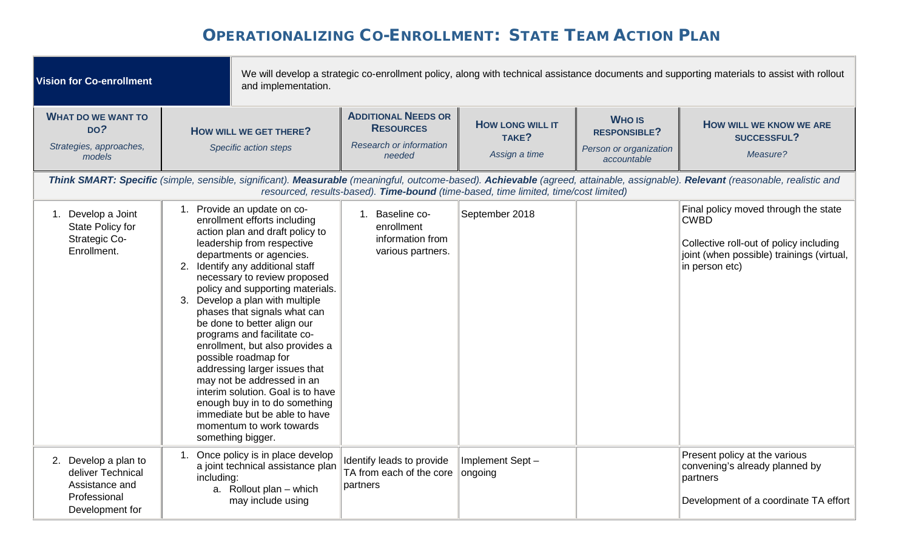# Operationalizing Co-Enrollment: State Team Action Plan

| **Vision for Co-enrollment** | We will develop a strategic co-enrollment policy, along with technical assistance documents and supporting materials to assist with rollout and implementation. | | | | |
|---|---|---|---|---|---|
| **WHAT DO WE WANT TO DO?** *Strategies, approaches, models* | **HOW WILL WE GET THERE?** *Specific action steps* | **ADDITIONAL NEEDS OR RESOURCES** *Research or information needed* | **HOW LONG WILL IT TAKE?** *Assign a time* | **WHO IS RESPONSIBLE?** *Person or organization accountable* | **HOW WILL WE KNOW WE ARE SUCCESSFUL?** *Measure?* |
| ***Think SMART: Specific*** *(simple, sensible, significant).* ***Measurable*** *(meaningful, outcome-based).* ***Achievable*** *(agreed, attainable, assignable).* ***Relevant*** *(reasonable, realistic and resourced, results-based).* ***Time-bound*** *(time-based, time limited, time/cost limited)* | | | | | |
| 1. Develop a Joint State Policy for Strategic Co-Enrollment. | 1. Provide an update on co-enrollment efforts including action plan and draft policy to leadership from respective departments or agencies.<br>2. Identify any additional staff necessary to review proposed policy and supporting materials.<br>3. Develop a plan with multiple phases that signals what can be done to better align our programs and facilitate co-enrollment, but also provides a possible roadmap for addressing larger issues that may not be addressed in an interim solution. Goal is to have enough buy in to do something immediate but be able to have momentum to work towards something bigger. | 1. Baseline co-enrollment information from various partners. | September 2018 | | Final policy moved through the state CWBD<br><br>Collective roll-out of policy including joint (when possible) trainings (virtual, in person etc) |
| 2. Develop a plan to deliver Technical Assistance and Professional Development for | 1. Once policy is in place develop a joint technical assistance plan including:<br>a. Rollout plan – which may include using | Identify leads to provide TA from each of the core partners | Implement Sept – ongoing | | Present policy at the various convening's already planned by partners<br><br>Development of a coordinate TA effort |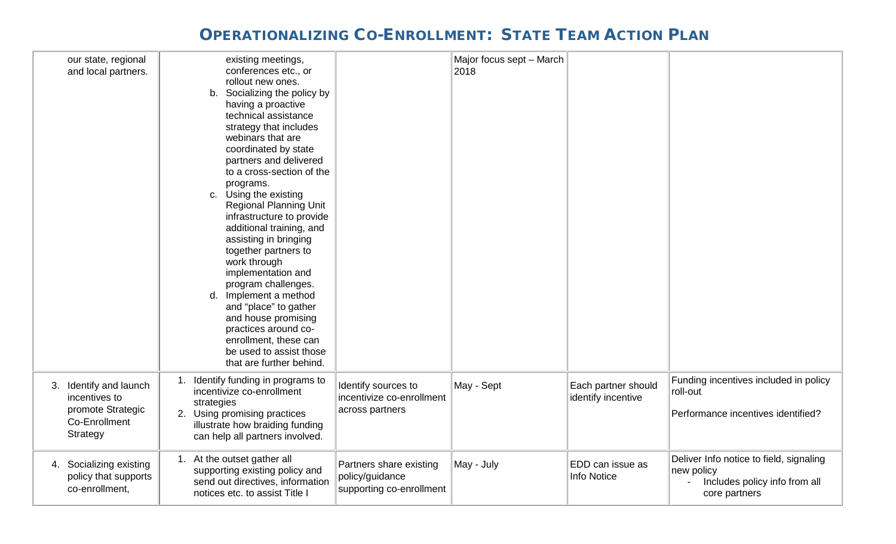# OPERATIONALIZING CO-ENROLLMENT: STATE TEAM ACTION PLAN

| | | | | | |
|---|---|---|---|---|---|
| our state, regional and local partners. | existing meetings, conferences etc., or rollout new ones.<br>b. Socializing the policy by having a proactive technical assistance strategy that includes webinars that are coordinated by state partners and delivered to a cross-section of the programs.<br>c. Using the existing Regional Planning Unit infrastructure to provide additional training, and assisting in bringing together partners to work through implementation and program challenges.<br>d. Implement a method and "place" to gather and house promising practices around co-enrollment, these can be used to assist those that are further behind. | | Major focus sept – March 2018 | | |
| 3. Identify and launch incentives to promote Strategic Co-Enrollment Strategy | 1. Identify funding in programs to incentivize co-enrollment strategies<br>2. Using promising practices illustrate how braiding funding can help all partners involved. | Identify sources to incentivize co-enrollment across partners | May - Sept | Each partner should identify incentive | Funding incentives included in policy roll-out<br><br>Performance incentives identified? |
| 4. Socializing existing policy that supports co-enrollment, | 1. At the outset gather all supporting existing policy and send out directives, information notices etc. to assist Title I | Partners share existing policy/guidance supporting co-enrollment | May - July | EDD can issue as Info Notice | Deliver Info notice to field, signaling new policy<br>- Includes policy info from all core partners |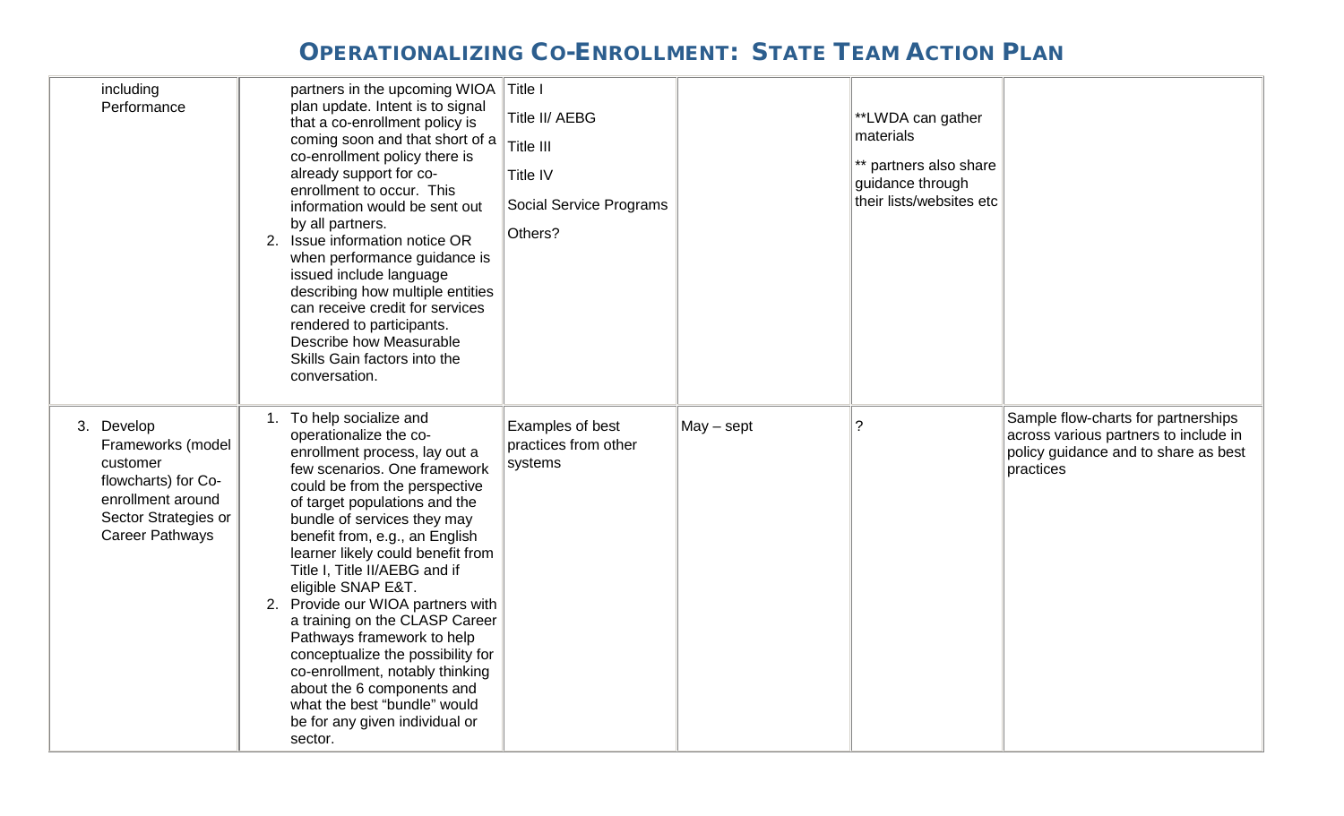# OPERATIONALIZING CO-ENROLLMENT: STATE TEAM ACTION PLAN

| | | | | | |
|---|---|---|---|---|---|
| including Performance | partners in the upcoming WIOA plan update. Intent is to signal that a co-enrollment policy is coming soon and that short of a co-enrollment policy there is already support for co-enrollment to occur. This information would be sent out by all partners.<br>2. Issue information notice OR when performance guidance is issued include language describing how multiple entities can receive credit for services rendered to participants. Describe how Measurable Skills Gain factors into the conversation. | Title I<br>Title II/ AEBG<br>Title III<br>Title IV<br>Social Service Programs<br>Others? | | **LWDA can gather materials<br>** partners also share guidance through their lists/websites etc | |
| 3. Develop Frameworks (model customer flowcharts) for Co-enrollment around Sector Strategies or Career Pathways | 1. To help socialize and operationalize the co-enrollment process, lay out a few scenarios. One framework could be from the perspective of target populations and the bundle of services they may benefit from, e.g., an English learner likely could benefit from Title I, Title II/AEBG and if eligible SNAP E&T.<br>2. Provide our WIOA partners with a training on the CLASP Career Pathways framework to help conceptualize the possibility for co-enrollment, notably thinking about the 6 components and what the best "bundle" would be for any given individual or sector. | Examples of best practices from other systems | May – sept | ? | Sample flow-charts for partnerships across various partners to include in policy guidance and to share as best practices |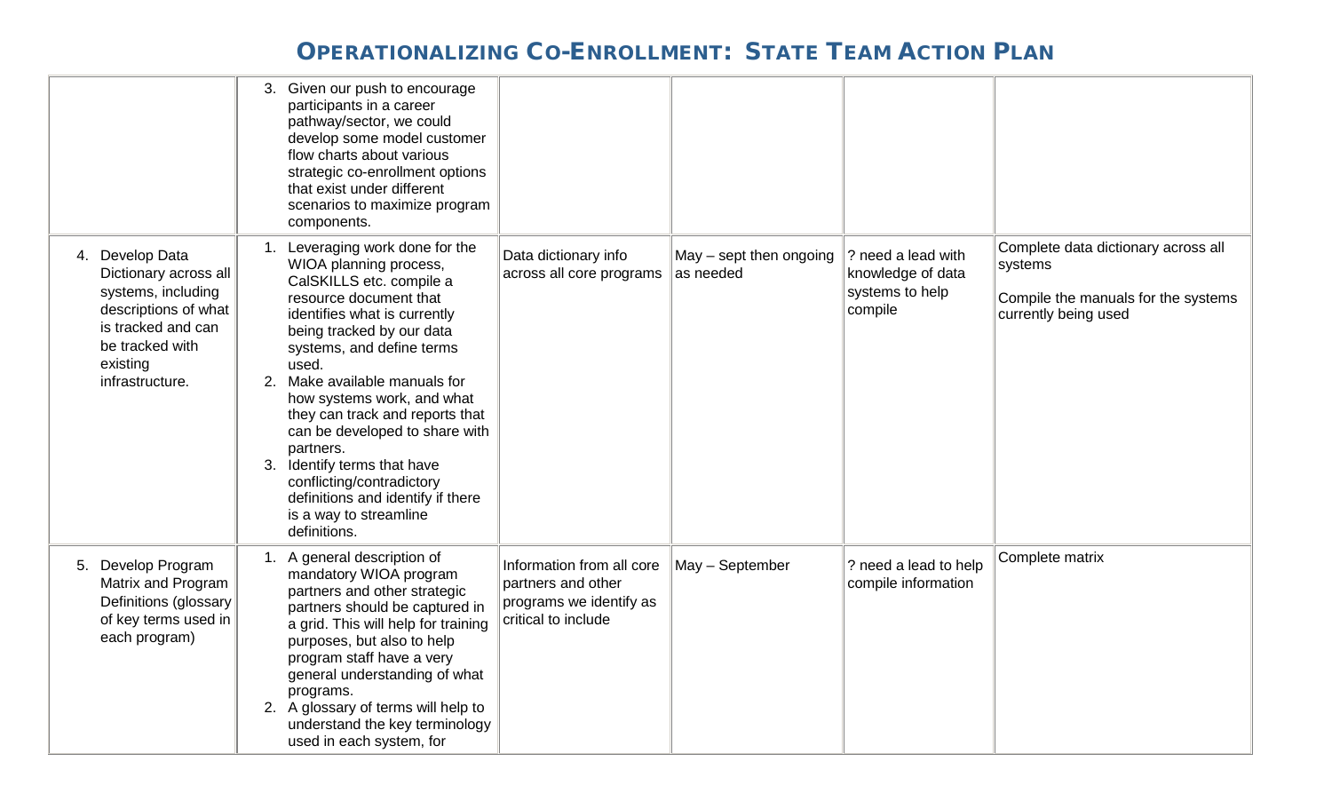# OPERATIONALIZING CO-ENROLLMENT: STATE TEAM ACTION PLAN

| | | | | | |
|---|---|---|---|---|---|
| | 3. Given our push to encourage participants in a career pathway/sector, we could develop some model customer flow charts about various strategic co-enrollment options that exist under different scenarios to maximize program components. | | | | |
| 4. Develop Data Dictionary across all systems, including descriptions of what is tracked and can be tracked with existing infrastructure. | 1. Leveraging work done for the WIOA planning process, CalSKILLS etc. compile a resource document that identifies what is currently being tracked by our data systems, and define terms used.<br>2. Make available manuals for how systems work, and what they can track and reports that can be developed to share with partners.<br>3. Identify terms that have conflicting/contradictory definitions and identify if there is a way to streamline definitions. | Data dictionary info across all core programs | May – sept then ongoing as needed | ? need a lead with knowledge of data systems to help compile | Complete data dictionary across all systems<br><br>Compile the manuals for the systems currently being used |
| 5. Develop Program Matrix and Program Definitions (glossary of key terms used in each program) | 1. A general description of mandatory WIOA program partners and other strategic partners should be captured in a grid. This will help for training purposes, but also to help program staff have a very general understanding of what programs.<br>2. A glossary of terms will help to understand the key terminology used in each system, for | Information from all core partners and other programs we identify as critical to include | May – September | ? need a lead to help compile information | Complete matrix |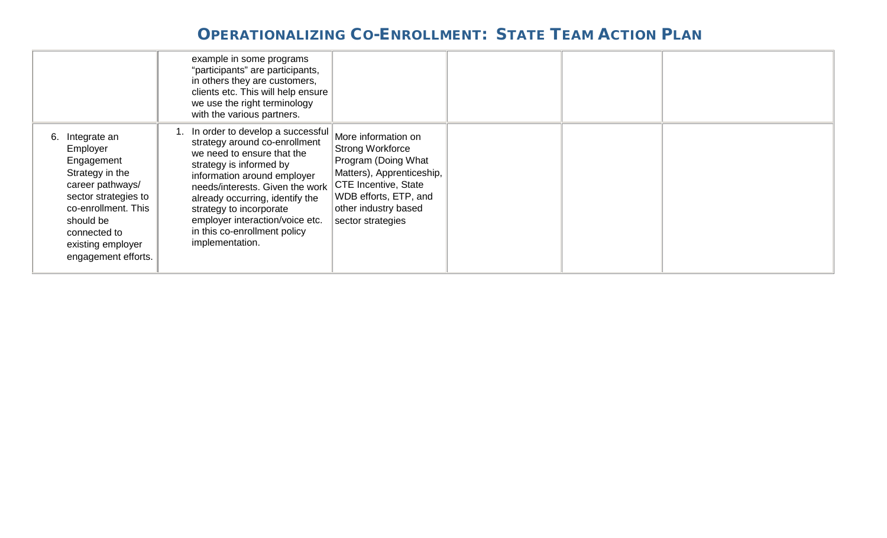# OPERATIONALIZING CO-ENROLLMENT: STATE TEAM ACTION PLAN

| | | | | | |
|---|---|---|---|---|---|
| | example in some programs "participants" are participants, in others they are customers, clients etc. This will help ensure we use the right terminology with the various partners. | | | | |
| 6. Integrate an Employer Engagement Strategy in the career pathways/ sector strategies to co-enrollment. This should be connected to existing employer engagement efforts. | 1. In order to develop a successful strategy around co-enrollment we need to ensure that the strategy is informed by information around employer needs/interests. Given the work already occurring, identify the strategy to incorporate employer interaction/voice etc. in this co-enrollment policy implementation. | More information on Strong Workforce Program (Doing What Matters), Apprenticeship, CTE Incentive, State WDB efforts, ETP, and other industry based sector strategies | | | |